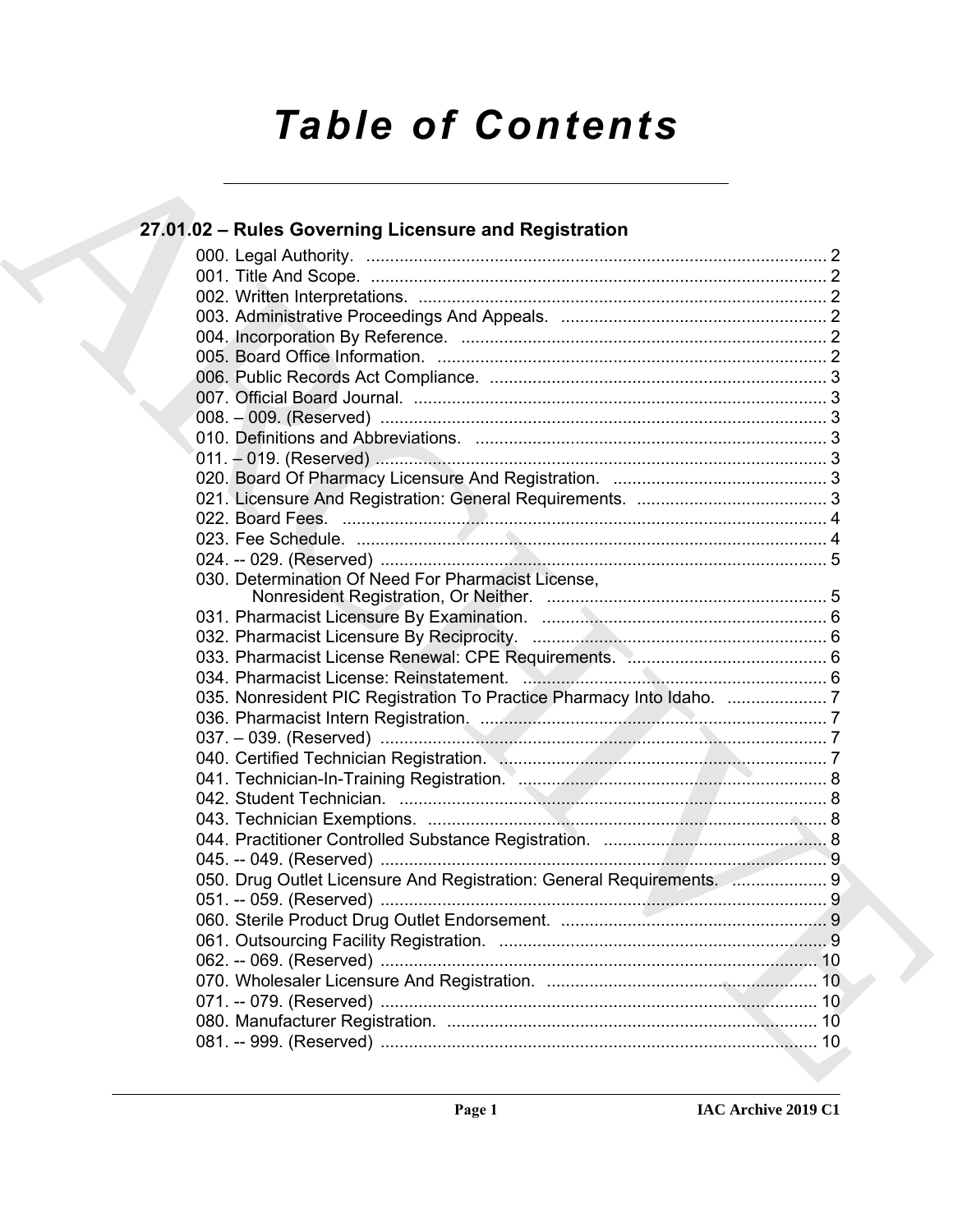# Table of Contents

## 27.01.02 – Rules Governing Licensure and Registration

000. Legal Authority. ... 2
001. Title And Scope. ... 2
002. Written Interpretations. ... 2
003. Administrative Proceedings And Appeals. ... 2
004. Incorporation By Reference. ... 2
005. Board Office Information. ... 2
006. Public Records Act Compliance. ... 3
007. Official Board Journal. ... 3
008. – 009. (Reserved) ... 3
010. Definitions and Abbreviations. ... 3
011. – 019. (Reserved) ... 3
020. Board Of Pharmacy Licensure And Registration. ... 3
021. Licensure And Registration: General Requirements. ... 3
022. Board Fees. ... 4
023. Fee Schedule. ... 4
024. -- 029. (Reserved) ... 5
030. Determination Of Need For Pharmacist License, Nonresident Registration, Or Neither. ... 5
031. Pharmacist Licensure By Examination. ... 6
032. Pharmacist Licensure By Reciprocity. ... 6
033. Pharmacist License Renewal: CPE Requirements. ... 6
034. Pharmacist License: Reinstatement. ... 6
035. Nonresident PIC Registration To Practice Pharmacy Into Idaho. ... 7
036. Pharmacist Intern Registration. ... 7
037. – 039. (Reserved) ... 7
040. Certified Technician Registration. ... 7
041. Technician-In-Training Registration. ... 8
042. Student Technician. ... 8
043. Technician Exemptions. ... 8
044. Practitioner Controlled Substance Registration. ... 8
045. -- 049. (Reserved) ... 9
050. Drug Outlet Licensure And Registration: General Requirements. ... 9
051. -- 059. (Reserved) ... 9
060. Sterile Product Drug Outlet Endorsement. ... 9
061. Outsourcing Facility Registration. ... 9
062. -- 069. (Reserved) ... 10
070. Wholesaler Licensure And Registration. ... 10
071. -- 079. (Reserved) ... 10
080. Manufacturer Registration. ... 10
081. -- 999. (Reserved) ... 10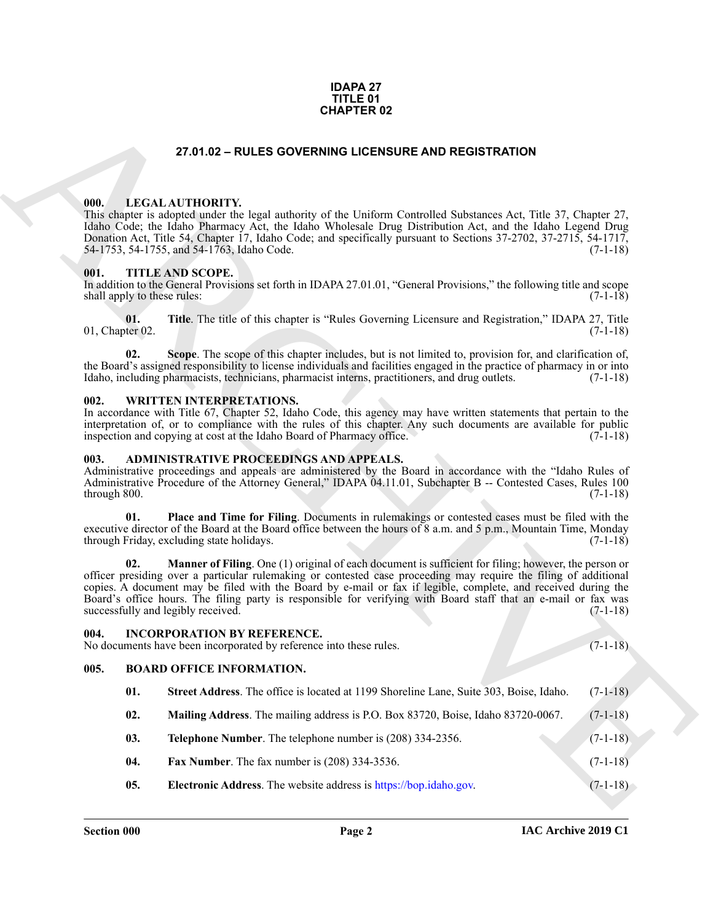**IDAPA 27**
**TITLE 01**
**CHAPTER 02**

# 27.01.02 – RULES GOVERNING LICENSURE AND REGISTRATION

## 000. LEGAL AUTHORITY.

This chapter is adopted under the legal authority of the Uniform Controlled Substances Act, Title 37, Chapter 27, Idaho Code; the Idaho Pharmacy Act, the Idaho Wholesale Drug Distribution Act, and the Idaho Legend Drug Donation Act, Title 54, Chapter 17, Idaho Code; and specifically pursuant to Sections 37-2702, 37-2715, 54-1717, 54-1753, 54-1755, and 54-1763, Idaho Code. (7-1-18)

## 001. TITLE AND SCOPE.

In addition to the General Provisions set forth in IDAPA 27.01.01, "General Provisions," the following title and scope shall apply to these rules: (7-1-18)

**01. Title**. The title of this chapter is "Rules Governing Licensure and Registration," IDAPA 27, Title 01, Chapter 02. (7-1-18)

**02. Scope**. The scope of this chapter includes, but is not limited to, provision for, and clarification of, the Board's assigned responsibility to license individuals and facilities engaged in the practice of pharmacy in or into Idaho, including pharmacists, technicians, pharmacist interns, practitioners, and drug outlets. (7-1-18)

## 002. WRITTEN INTERPRETATIONS.

In accordance with Title 67, Chapter 52, Idaho Code, this agency may have written statements that pertain to the interpretation of, or to compliance with the rules of this chapter. Any such documents are available for public inspection and copying at cost at the Idaho Board of Pharmacy office. (7-1-18)

## 003. ADMINISTRATIVE PROCEEDINGS AND APPEALS.

Administrative proceedings and appeals are administered by the Board in accordance with the "Idaho Rules of Administrative Procedure of the Attorney General," IDAPA 04.11.01, Subchapter B -- Contested Cases, Rules 100 through 800. (7-1-18)

**01. Place and Time for Filing**. Documents in rulemakings or contested cases must be filed with the executive director of the Board at the Board office between the hours of 8 a.m. and 5 p.m., Mountain Time, Monday through Friday, excluding state holidays. (7-1-18)

**02. Manner of Filing**. One (1) original of each document is sufficient for filing; however, the person or officer presiding over a particular rulemaking or contested case proceeding may require the filing of additional copies. A document may be filed with the Board by e-mail or fax if legible, complete, and received during the Board's office hours. The filing party is responsible for verifying with Board staff that an e-mail or fax was successfully and legibly received. (7-1-18)

## 004. INCORPORATION BY REFERENCE.

No documents have been incorporated by reference into these rules. (7-1-18)

## 005. BOARD OFFICE INFORMATION.

**01. Street Address**. The office is located at 1199 Shoreline Lane, Suite 303, Boise, Idaho. (7-1-18)

**02. Mailing Address**. The mailing address is P.O. Box 83720, Boise, Idaho 83720-0067. (7-1-18)

**03. Telephone Number**. The telephone number is (208) 334-2356. (7-1-18)

**04. Fax Number**. The fax number is (208) 334-3536. (7-1-18)

**05. Electronic Address**. The website address is https://bop.idaho.gov. (7-1-18)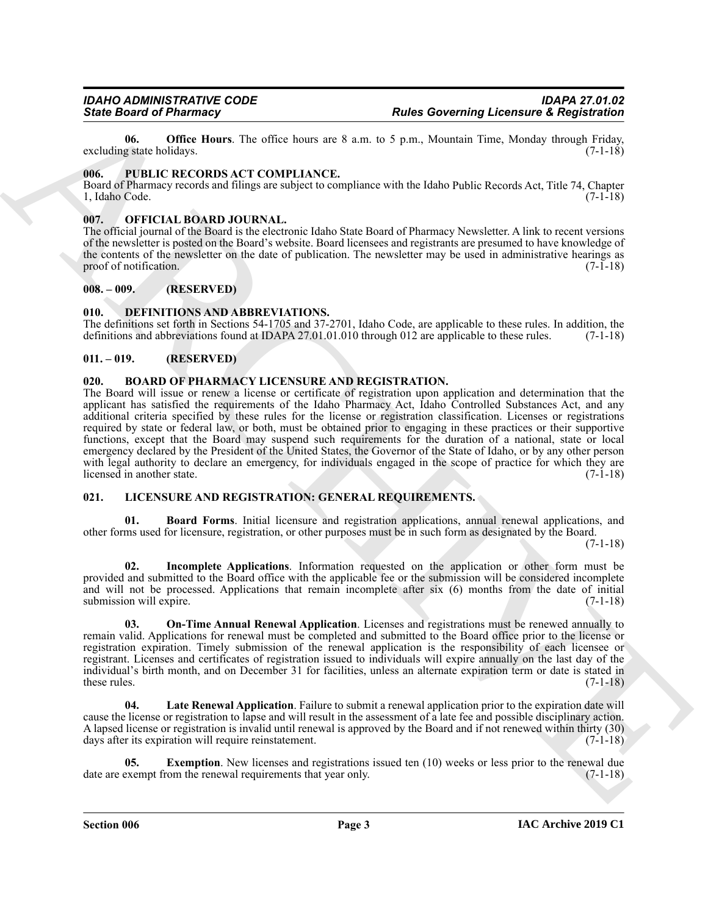**06. Office Hours**. The office hours are 8 a.m. to 5 p.m., Mountain Time, Monday through Friday, excluding state holidays. (7-1-18)

## 006. PUBLIC RECORDS ACT COMPLIANCE.

Board of Pharmacy records and filings are subject to compliance with the Idaho Public Records Act, Title 74, Chapter 1, Idaho Code. (7-1-18)

## 007. OFFICIAL BOARD JOURNAL.

The official journal of the Board is the electronic Idaho State Board of Pharmacy Newsletter. A link to recent versions of the newsletter is posted on the Board's website. Board licensees and registrants are presumed to have knowledge of the contents of the newsletter on the date of publication. The newsletter may be used in administrative hearings as proof of notification. (7-1-18)

## 008. – 009. (RESERVED)

## 010. DEFINITIONS AND ABBREVIATIONS.

The definitions set forth in Sections 54-1705 and 37-2701, Idaho Code, are applicable to these rules. In addition, the definitions and abbreviations found at IDAPA 27.01.01.010 through 012 are applicable to these rules. (7-1-18)

## 011. – 019. (RESERVED)

## 020. BOARD OF PHARMACY LICENSURE AND REGISTRATION.

The Board will issue or renew a license or certificate of registration upon application and determination that the applicant has satisfied the requirements of the Idaho Pharmacy Act, Idaho Controlled Substances Act, and any additional criteria specified by these rules for the license or registration classification. Licenses or registrations required by state or federal law, or both, must be obtained prior to engaging in these practices or their supportive functions, except that the Board may suspend such requirements for the duration of a national, state or local emergency declared by the President of the United States, the Governor of the State of Idaho, or by any other person with legal authority to declare an emergency, for individuals engaged in the scope of practice for which they are licensed in another state. (7-1-18)

## 021. LICENSURE AND REGISTRATION: GENERAL REQUIREMENTS.

**01. Board Forms**. Initial licensure and registration applications, annual renewal applications, and other forms used for licensure, registration, or other purposes must be in such form as designated by the Board. (7-1-18)

**02. Incomplete Applications**. Information requested on the application or other form must be provided and submitted to the Board office with the applicable fee or the submission will be considered incomplete and will not be processed. Applications that remain incomplete after six (6) months from the date of initial submission will expire. (7-1-18)

**03. On-Time Annual Renewal Application**. Licenses and registrations must be renewed annually to remain valid. Applications for renewal must be completed and submitted to the Board office prior to the license or registration expiration. Timely submission of the renewal application is the responsibility of each licensee or registrant. Licenses and certificates of registration issued to individuals will expire annually on the last day of the individual's birth month, and on December 31 for facilities, unless an alternate expiration term or date is stated in these rules. (7-1-18)

**04. Late Renewal Application**. Failure to submit a renewal application prior to the expiration date will cause the license or registration to lapse and will result in the assessment of a late fee and possible disciplinary action. A lapsed license or registration is invalid until renewal is approved by the Board and if not renewed within thirty (30) days after its expiration will require reinstatement. (7-1-18)

**05. Exemption**. New licenses and registrations issued ten (10) weeks or less prior to the renewal due date are exempt from the renewal requirements that year only. (7-1-18)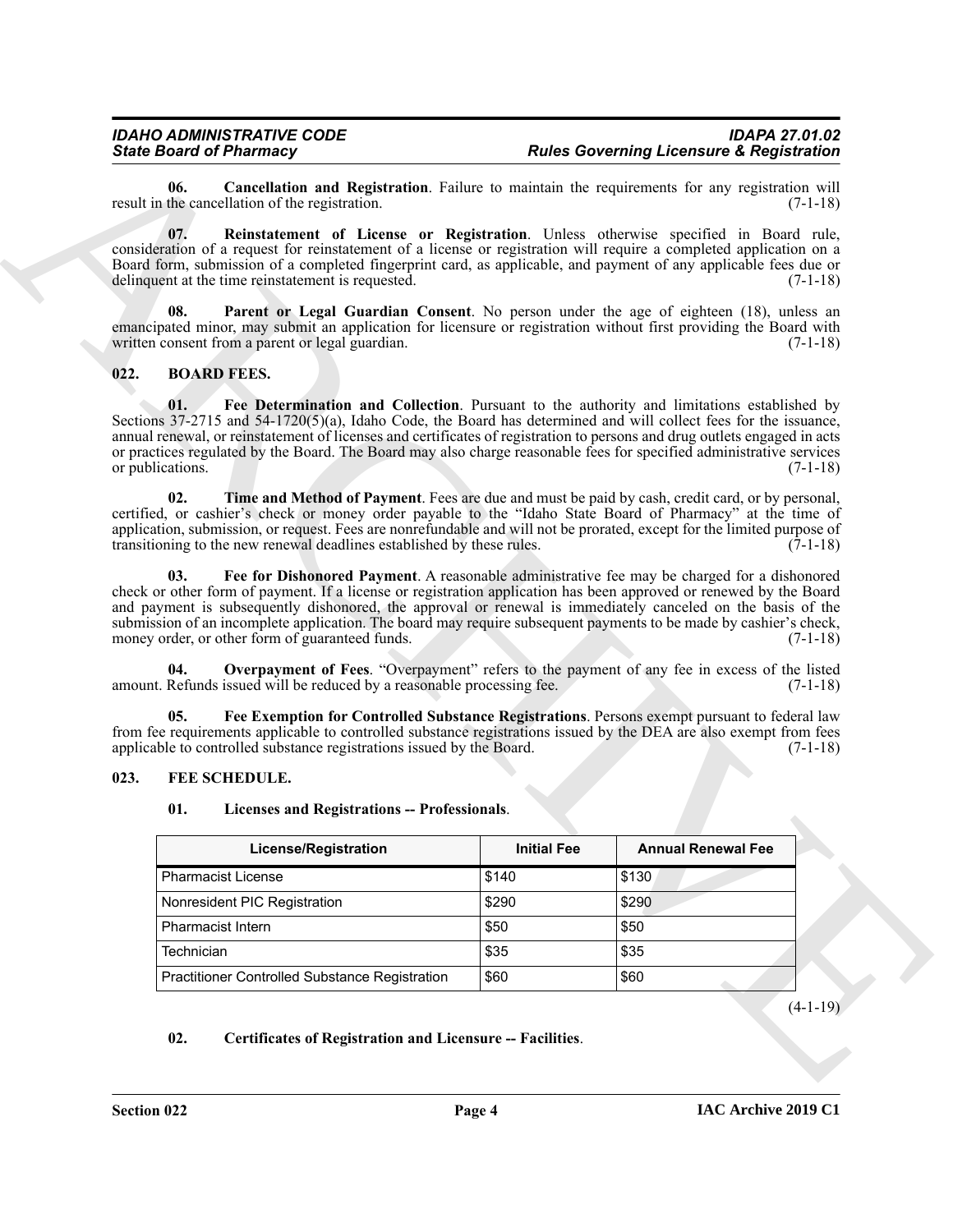**06. Cancellation and Registration**. Failure to maintain the requirements for any registration will result in the cancellation of the registration. (7-1-18)

**07. Reinstatement of License or Registration**. Unless otherwise specified in Board rule, consideration of a request for reinstatement of a license or registration will require a completed application on a Board form, submission of a completed fingerprint card, as applicable, and payment of any applicable fees due or delinquent at the time reinstatement is requested. (7-1-18)

**08. Parent or Legal Guardian Consent**. No person under the age of eighteen (18), unless an emancipated minor, may submit an application for licensure or registration without first providing the Board with written consent from a parent or legal guardian. (7-1-18)

## 022. BOARD FEES.

**01. Fee Determination and Collection**. Pursuant to the authority and limitations established by Sections 37-2715 and 54-1720(5)(a), Idaho Code, the Board has determined and will collect fees for the issuance, annual renewal, or reinstatement of licenses and certificates of registration to persons and drug outlets engaged in acts or practices regulated by the Board. The Board may also charge reasonable fees for specified administrative services or publications. (7-1-18)

**02. Time and Method of Payment**. Fees are due and must be paid by cash, credit card, or by personal, certified, or cashier's check or money order payable to the "Idaho State Board of Pharmacy" at the time of application, submission, or request. Fees are nonrefundable and will not be prorated, except for the limited purpose of transitioning to the new renewal deadlines established by these rules. (7-1-18)

**03. Fee for Dishonored Payment**. A reasonable administrative fee may be charged for a dishonored check or other form of payment. If a license or registration application has been approved or renewed by the Board and payment is subsequently dishonored, the approval or renewal is immediately canceled on the basis of the submission of an incomplete application. The board may require subsequent payments to be made by cashier's check, money order, or other form of guaranteed funds. (7-1-18)

**04. Overpayment of Fees**. "Overpayment" refers to the payment of any fee in excess of the listed amount. Refunds issued will be reduced by a reasonable processing fee. (7-1-18)

**05. Fee Exemption for Controlled Substance Registrations**. Persons exempt pursuant to federal law from fee requirements applicable to controlled substance registrations issued by the DEA are also exempt from fees applicable to controlled substance registrations issued by the Board. (7-1-18)

## 023. FEE SCHEDULE.

**01. Licenses and Registrations -- Professionals**.

| License/Registration | Initial Fee | Annual Renewal Fee |
|---|---|---|
| Pharmacist License | $140 | $130 |
| Nonresident PIC Registration | $290 | $290 |
| Pharmacist Intern | $50 | $50 |
| Technician | $35 | $35 |
| Practitioner Controlled Substance Registration | $60 | $60 |

(4-1-19)

**02. Certificates of Registration and Licensure -- Facilities**.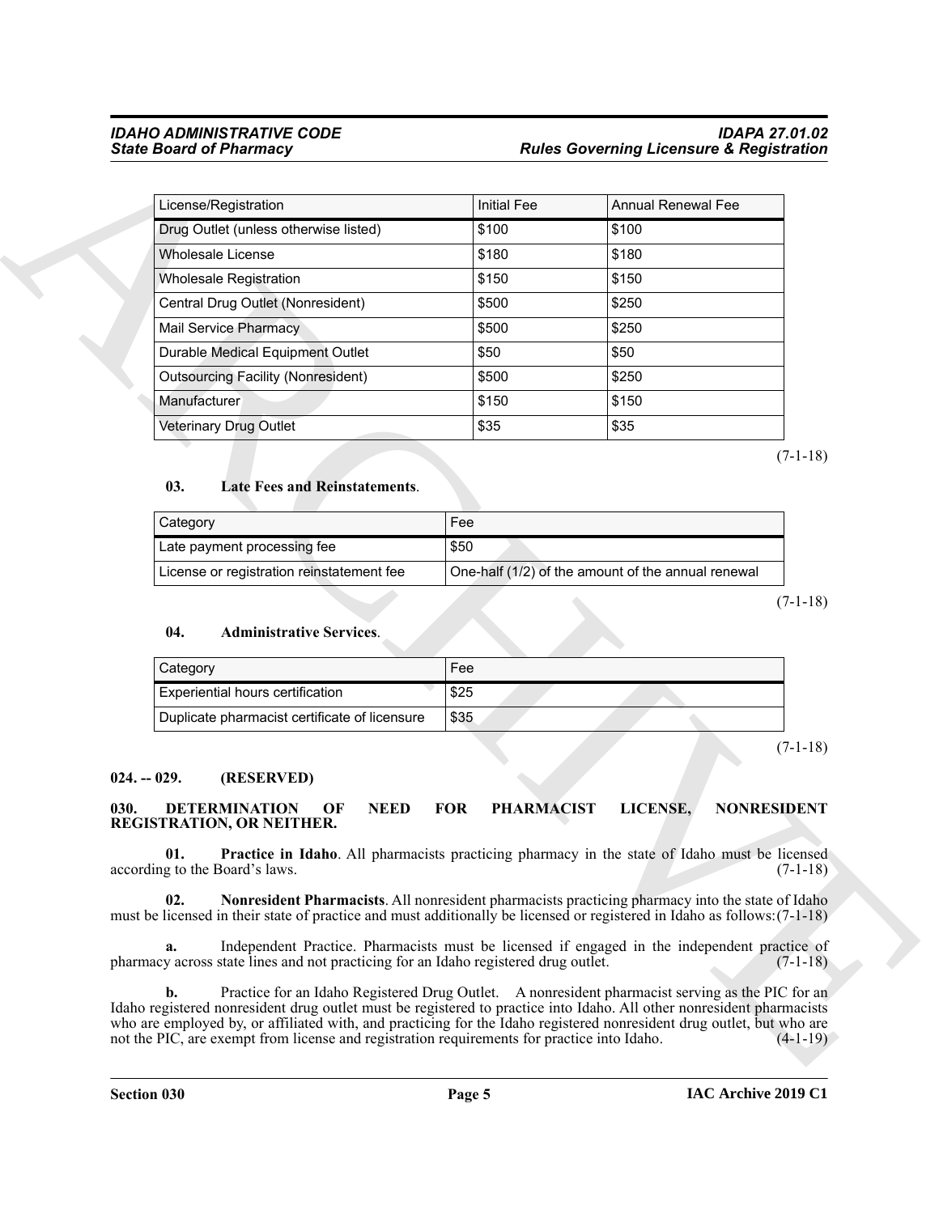| License/Registration | Initial Fee | Annual Renewal Fee |
|---|---|---|
| Drug Outlet (unless otherwise listed) | $100 | $100 |
| Wholesale License | $180 | $180 |
| Wholesale Registration | $150 | $150 |
| Central Drug Outlet (Nonresident) | $500 | $250 |
| Mail Service Pharmacy | $500 | $250 |
| Durable Medical Equipment Outlet | $50 | $50 |
| Outsourcing Facility (Nonresident) | $500 | $250 |
| Manufacturer | $150 | $150 |
| Veterinary Drug Outlet | $35 | $35 |

(7-1-18)

**03. Late Fees and Reinstatements**.

| Category | Fee |
|---|---|
| Late payment processing fee | $50 |
| License or registration reinstatement fee | One-half (1/2) of the amount of the annual renewal |

(7-1-18)

**04. Administrative Services**.

| Category | Fee |
|---|---|
| Experiential hours certification | $25 |
| Duplicate pharmacist certificate of licensure | $35 |

(7-1-18)

**024. -- 029. (RESERVED)**

**030. DETERMINATION OF NEED FOR PHARMACIST LICENSE, NONRESIDENT REGISTRATION, OR NEITHER.**

**01. Practice in Idaho**. All pharmacists practicing pharmacy in the state of Idaho must be licensed according to the Board's laws. (7-1-18)

**02. Nonresident Pharmacists**. All nonresident pharmacists practicing pharmacy into the state of Idaho must be licensed in their state of practice and must additionally be licensed or registered in Idaho as follows: (7-1-18)

**a.** Independent Practice. Pharmacists must be licensed if engaged in the independent practice of pharmacy across state lines and not practicing for an Idaho registered drug outlet. (7-1-18)

**b.** Practice for an Idaho Registered Drug Outlet. A nonresident pharmacist serving as the PIC for an Idaho registered nonresident drug outlet must be registered to practice into Idaho. All other nonresident pharmacists who are employed by, or affiliated with, and practicing for the Idaho registered nonresident drug outlet, but who are not the PIC, are exempt from license and registration requirements for practice into Idaho. (4-1-19)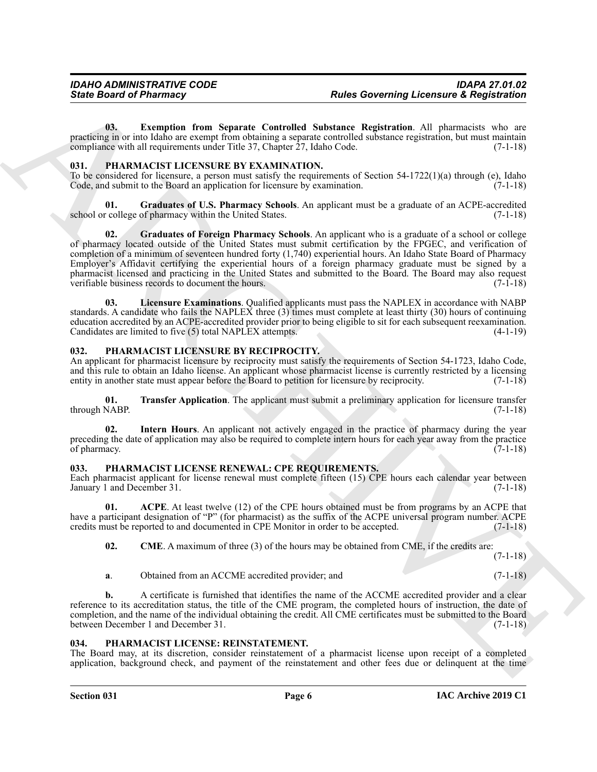**03. Exemption from Separate Controlled Substance Registration**. All pharmacists who are practicing in or into Idaho are exempt from obtaining a separate controlled substance registration, but must maintain compliance with all requirements under Title 37, Chapter 27, Idaho Code. (7-1-18)

### 031. PHARMACIST LICENSURE BY EXAMINATION.

To be considered for licensure, a person must satisfy the requirements of Section 54-1722(1)(a) through (e), Idaho Code, and submit to the Board an application for licensure by examination. (7-1-18)

**01. Graduates of U.S. Pharmacy Schools**. An applicant must be a graduate of an ACPE-accredited school or college of pharmacy within the United States. (7-1-18)

**02. Graduates of Foreign Pharmacy Schools**. An applicant who is a graduate of a school or college of pharmacy located outside of the United States must submit certification by the FPGEC, and verification of completion of a minimum of seventeen hundred forty (1,740) experiential hours. An Idaho State Board of Pharmacy Employer's Affidavit certifying the experiential hours of a foreign pharmacy graduate must be signed by a pharmacist licensed and practicing in the United States and submitted to the Board. The Board may also request verifiable business records to document the hours. (7-1-18)

**03. Licensure Examinations**. Qualified applicants must pass the NAPLEX in accordance with NABP standards. A candidate who fails the NAPLEX three (3) times must complete at least thirty (30) hours of continuing education accredited by an ACPE-accredited provider prior to being eligible to sit for each subsequent reexamination. Candidates are limited to five (5) total NAPLEX attempts. (4-1-19)

### 032. PHARMACIST LICENSURE BY RECIPROCITY.

An applicant for pharmacist licensure by reciprocity must satisfy the requirements of Section 54-1723, Idaho Code, and this rule to obtain an Idaho license. An applicant whose pharmacist license is currently restricted by a licensing entity in another state must appear before the Board to petition for licensure by reciprocity. (7-1-18)

**01. Transfer Application**. The applicant must submit a preliminary application for licensure transfer through NABP. (7-1-18)

**02. Intern Hours**. An applicant not actively engaged in the practice of pharmacy during the year preceding the date of application may also be required to complete intern hours for each year away from the practice of pharmacy. (7-1-18)

### 033. PHARMACIST LICENSE RENEWAL: CPE REQUIREMENTS.

Each pharmacist applicant for license renewal must complete fifteen (15) CPE hours each calendar year between January 1 and December 31. (7-1-18)

**01. ACPE**. At least twelve (12) of the CPE hours obtained must be from programs by an ACPE that have a participant designation of "P" (for pharmacist) as the suffix of the ACPE universal program number. ACPE credits must be reported to and documented in CPE Monitor in order to be accepted. (7-1-18)

**02. CME**. A maximum of three (3) of the hours may be obtained from CME, if the credits are: (7-1-18)

**a**. Obtained from an ACCME accredited provider; and (7-1-18)

**b.** A certificate is furnished that identifies the name of the ACCME accredited provider and a clear reference to its accreditation status, the title of the CME program, the completed hours of instruction, the date of completion, and the name of the individual obtaining the credit. All CME certificates must be submitted to the Board between December 1 and December 31. (7-1-18)

### 034. PHARMACIST LICENSE: REINSTATEMENT.

The Board may, at its discretion, consider reinstatement of a pharmacist license upon receipt of a completed application, background check, and payment of the reinstatement and other fees due or delinquent at the time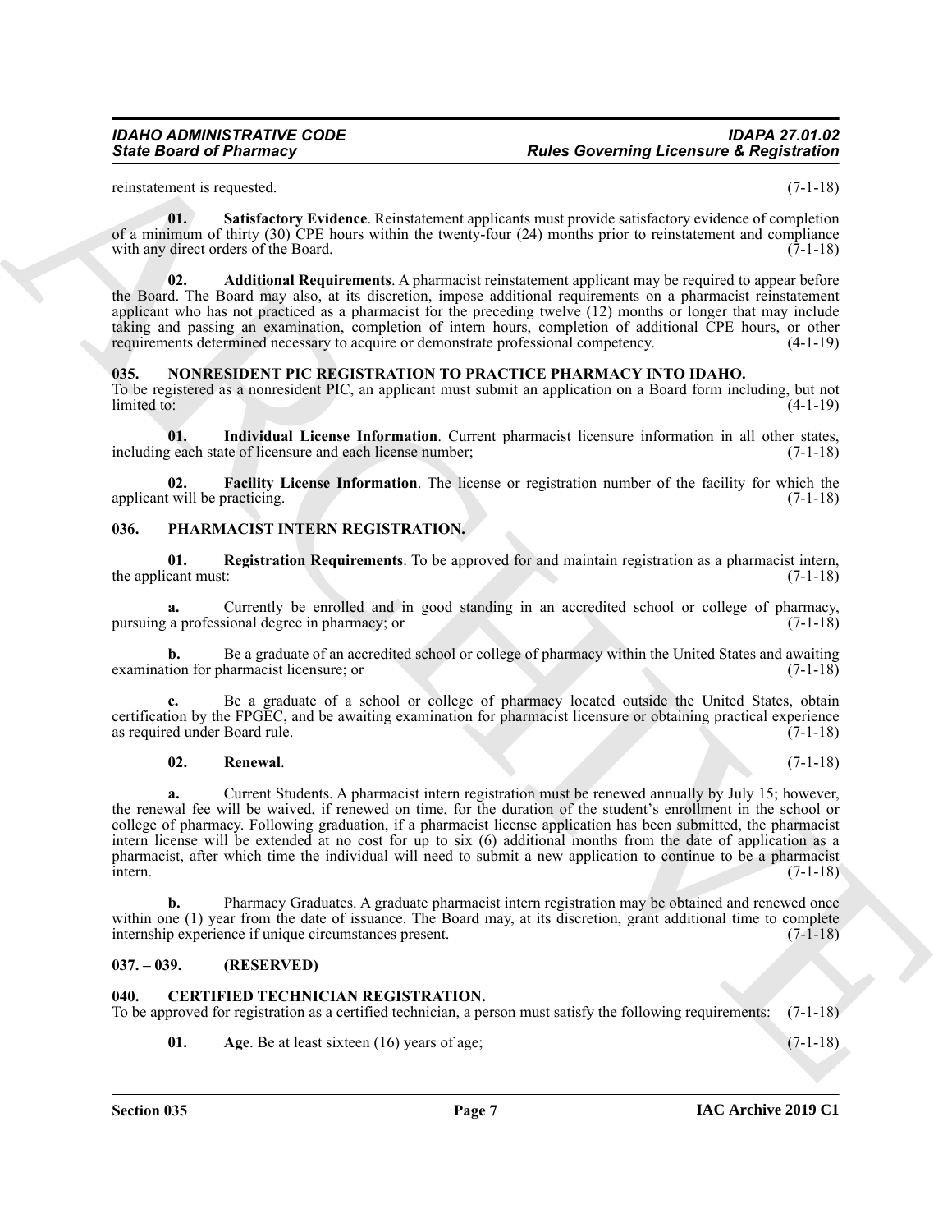reinstatement is requested. (7-1-18)

**01. Satisfactory Evidence**. Reinstatement applicants must provide satisfactory evidence of completion of a minimum of thirty (30) CPE hours within the twenty-four (24) months prior to reinstatement and compliance with any direct orders of the Board. (7-1-18)

**02. Additional Requirements**. A pharmacist reinstatement applicant may be required to appear before the Board. The Board may also, at its discretion, impose additional requirements on a pharmacist reinstatement applicant who has not practiced as a pharmacist for the preceding twelve (12) months or longer that may include taking and passing an examination, completion of intern hours, completion of additional CPE hours, or other requirements determined necessary to acquire or demonstrate professional competency. (4-1-19)

## 035. NONRESIDENT PIC REGISTRATION TO PRACTICE PHARMACY INTO IDAHO.

To be registered as a nonresident PIC, an applicant must submit an application on a Board form including, but not limited to: (4-1-19)

**01. Individual License Information**. Current pharmacist licensure information in all other states, including each state of licensure and each license number; (7-1-18)

**02. Facility License Information**. The license or registration number of the facility for which the applicant will be practicing. (7-1-18)

## 036. PHARMACIST INTERN REGISTRATION.

**01. Registration Requirements**. To be approved for and maintain registration as a pharmacist intern, the applicant must: (7-1-18)

**a.** Currently be enrolled and in good standing in an accredited school or college of pharmacy, pursuing a professional degree in pharmacy; or (7-1-18)

**b.** Be a graduate of an accredited school or college of pharmacy within the United States and awaiting examination for pharmacist licensure; or (7-1-18)

**c.** Be a graduate of a school or college of pharmacy located outside the United States, obtain certification by the FPGEC, and be awaiting examination for pharmacist licensure or obtaining practical experience as required under Board rule. (7-1-18)

**02. Renewal**. (7-1-18)

**a.** Current Students. A pharmacist intern registration must be renewed annually by July 15; however, the renewal fee will be waived, if renewed on time, for the duration of the student's enrollment in the school or college of pharmacy. Following graduation, if a pharmacist license application has been submitted, the pharmacist intern license will be extended at no cost for up to six (6) additional months from the date of application as a pharmacist, after which time the individual will need to submit a new application to continue to be a pharmacist intern. (7-1-18)

**b.** Pharmacy Graduates. A graduate pharmacist intern registration may be obtained and renewed once within one (1) year from the date of issuance. The Board may, at its discretion, grant additional time to complete internship experience if unique circumstances present. (7-1-18)

## 037. – 039. (RESERVED)

## 040. CERTIFIED TECHNICIAN REGISTRATION.

To be approved for registration as a certified technician, a person must satisfy the following requirements: (7-1-18)

**01. Age**. Be at least sixteen (16) years of age; (7-1-18)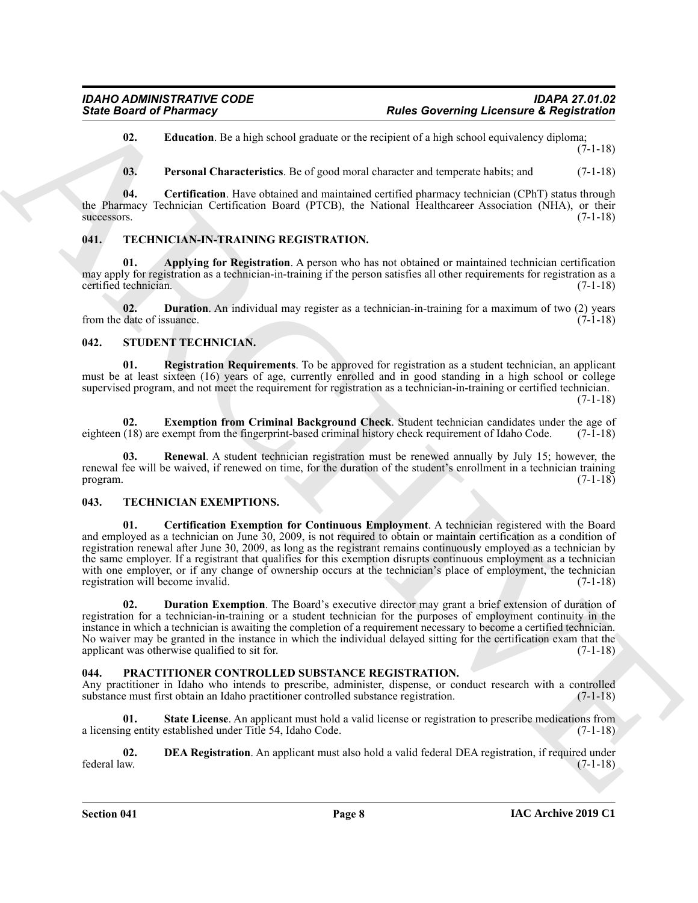**02. Education**. Be a high school graduate or the recipient of a high school equivalency diploma; (7-1-18)

**03. Personal Characteristics**. Be of good moral character and temperate habits; and (7-1-18)

**04. Certification**. Have obtained and maintained certified pharmacy technician (CPhT) status through the Pharmacy Technician Certification Board (PTCB), the National Healthcareer Association (NHA), or their successors. (7-1-18)

## 041. TECHNICIAN-IN-TRAINING REGISTRATION.

**01. Applying for Registration**. A person who has not obtained or maintained technician certification may apply for registration as a technician-in-training if the person satisfies all other requirements for registration as a certified technician. (7-1-18)

**02. Duration**. An individual may register as a technician-in-training for a maximum of two (2) years from the date of issuance. (7-1-18)

## 042. STUDENT TECHNICIAN.

**01. Registration Requirements**. To be approved for registration as a student technician, an applicant must be at least sixteen (16) years of age, currently enrolled and in good standing in a high school or college supervised program, and not meet the requirement for registration as a technician-in-training or certified technician. (7-1-18)

**02. Exemption from Criminal Background Check**. Student technician candidates under the age of eighteen (18) are exempt from the fingerprint-based criminal history check requirement of Idaho Code. (7-1-18)

**03. Renewal**. A student technician registration must be renewed annually by July 15; however, the renewal fee will be waived, if renewed on time, for the duration of the student's enrollment in a technician training program. (7-1-18)

## 043. TECHNICIAN EXEMPTIONS.

**01. Certification Exemption for Continuous Employment**. A technician registered with the Board and employed as a technician on June 30, 2009, is not required to obtain or maintain certification as a condition of registration renewal after June 30, 2009, as long as the registrant remains continuously employed as a technician by the same employer. If a registrant that qualifies for this exemption disrupts continuous employment as a technician with one employer, or if any change of ownership occurs at the technician's place of employment, the technician registration will become invalid. (7-1-18)

**02. Duration Exemption**. The Board's executive director may grant a brief extension of duration of registration for a technician-in-training or a student technician for the purposes of employment continuity in the instance in which a technician is awaiting the completion of a requirement necessary to become a certified technician. No waiver may be granted in the instance in which the individual delayed sitting for the certification exam that the applicant was otherwise qualified to sit for. (7-1-18)

## 044. PRACTITIONER CONTROLLED SUBSTANCE REGISTRATION.

Any practitioner in Idaho who intends to prescribe, administer, dispense, or conduct research with a controlled substance must first obtain an Idaho practitioner controlled substance registration. (7-1-18)

**01. State License**. An applicant must hold a valid license or registration to prescribe medications from a licensing entity established under Title 54, Idaho Code. (7-1-18)

**02. DEA Registration**. An applicant must also hold a valid federal DEA registration, if required under federal law. (7-1-18)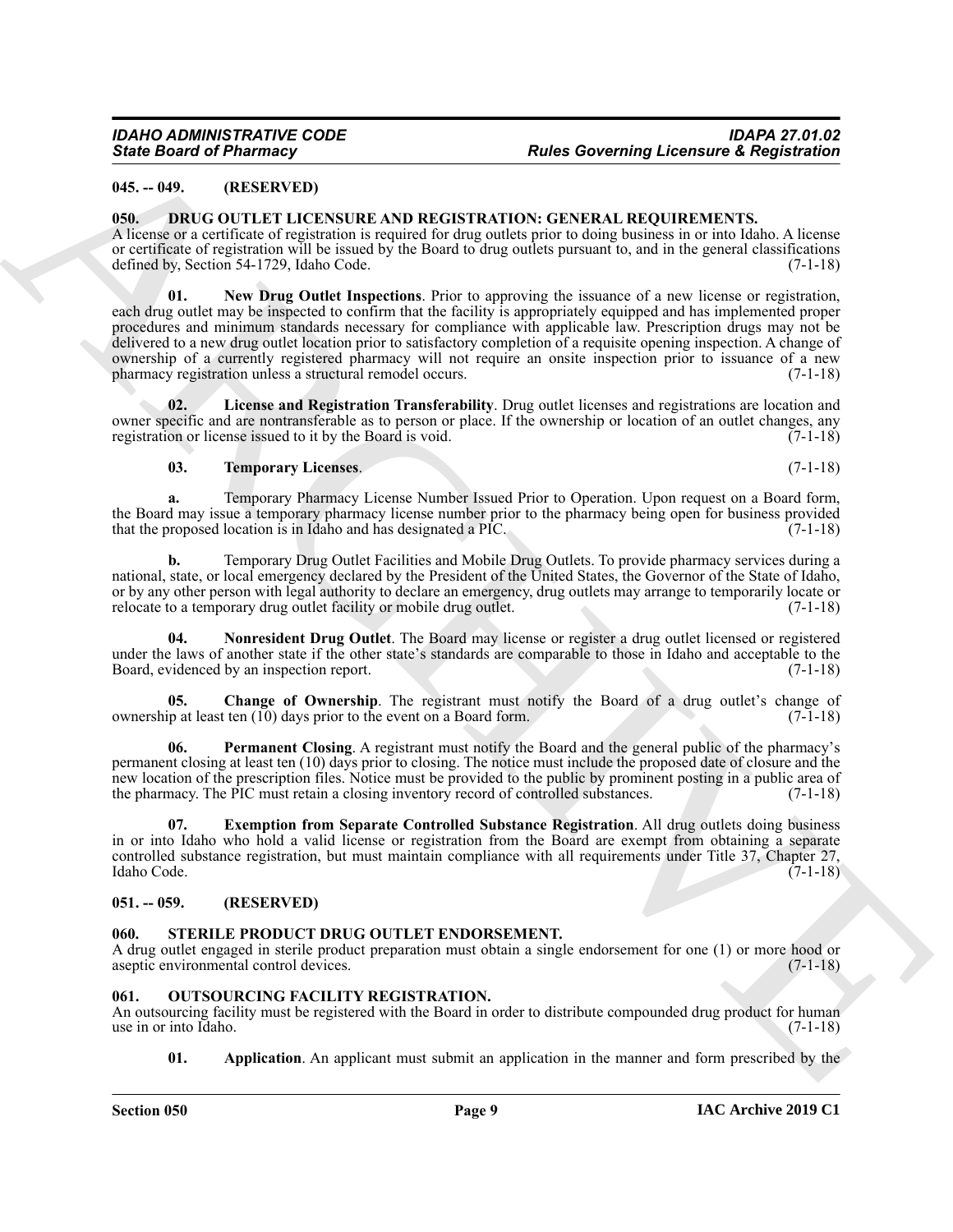**045. -- 049. (RESERVED)**

**050. DRUG OUTLET LICENSURE AND REGISTRATION: GENERAL REQUIREMENTS.**

A license or a certificate of registration is required for drug outlets prior to doing business in or into Idaho. A license or certificate of registration will be issued by the Board to drug outlets pursuant to, and in the general classifications defined by, Section 54-1729, Idaho Code. (7-1-18)

**01. New Drug Outlet Inspections**. Prior to approving the issuance of a new license or registration, each drug outlet may be inspected to confirm that the facility is appropriately equipped and has implemented proper procedures and minimum standards necessary for compliance with applicable law. Prescription drugs may not be delivered to a new drug outlet location prior to satisfactory completion of a requisite opening inspection. A change of ownership of a currently registered pharmacy will not require an onsite inspection prior to issuance of a new pharmacy registration unless a structural remodel occurs. (7-1-18)

**02. License and Registration Transferability**. Drug outlet licenses and registrations are location and owner specific and are nontransferable as to person or place. If the ownership or location of an outlet changes, any registration or license issued to it by the Board is void. (7-1-18)

**03. Temporary Licenses**. (7-1-18)

**a.** Temporary Pharmacy License Number Issued Prior to Operation. Upon request on a Board form, the Board may issue a temporary pharmacy license number prior to the pharmacy being open for business provided that the proposed location is in Idaho and has designated a PIC. (7-1-18)

**b.** Temporary Drug Outlet Facilities and Mobile Drug Outlets. To provide pharmacy services during a national, state, or local emergency declared by the President of the United States, the Governor of the State of Idaho, or by any other person with legal authority to declare an emergency, drug outlets may arrange to temporarily locate or relocate to a temporary drug outlet facility or mobile drug outlet. (7-1-18)

**04. Nonresident Drug Outlet**. The Board may license or register a drug outlet licensed or registered under the laws of another state if the other state's standards are comparable to those in Idaho and acceptable to the Board, evidenced by an inspection report. (7-1-18)

**05. Change of Ownership**. The registrant must notify the Board of a drug outlet's change of ownership at least ten (10) days prior to the event on a Board form. (7-1-18)

**06. Permanent Closing**. A registrant must notify the Board and the general public of the pharmacy's permanent closing at least ten (10) days prior to closing. The notice must include the proposed date of closure and the new location of the prescription files. Notice must be provided to the public by prominent posting in a public area of the pharmacy. The PIC must retain a closing inventory record of controlled substances. (7-1-18)

**07. Exemption from Separate Controlled Substance Registration**. All drug outlets doing business in or into Idaho who hold a valid license or registration from the Board are exempt from obtaining a separate controlled substance registration, but must maintain compliance with all requirements under Title 37, Chapter 27, Idaho Code. (7-1-18)

**051. -- 059. (RESERVED)**

**060. STERILE PRODUCT DRUG OUTLET ENDORSEMENT.**

A drug outlet engaged in sterile product preparation must obtain a single endorsement for one (1) or more hood or aseptic environmental control devices. (7-1-18)

**061. OUTSOURCING FACILITY REGISTRATION.**

An outsourcing facility must be registered with the Board in order to distribute compounded drug product for human use in or into Idaho. (7-1-18)

**01. Application**. An applicant must submit an application in the manner and form prescribed by the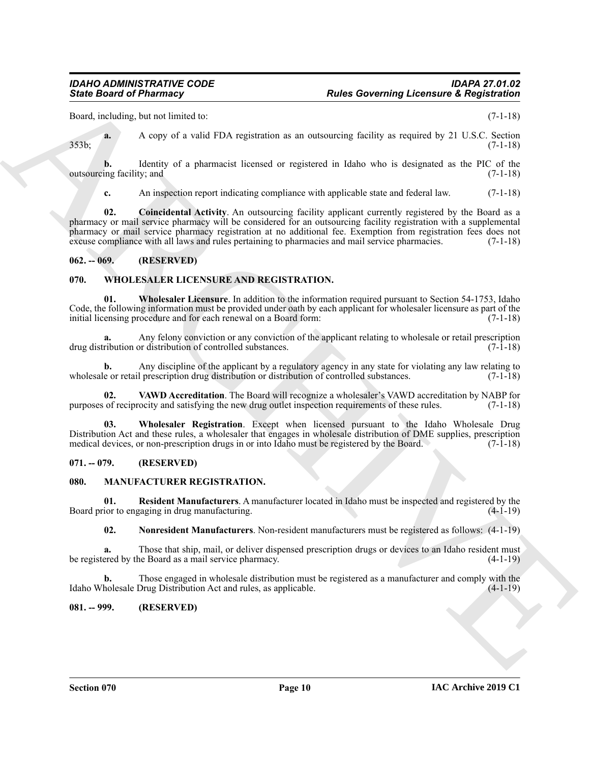Board, including, but not limited to: (7-1-18)

**a.** A copy of a valid FDA registration as an outsourcing facility as required by 21 U.S.C. Section 353b; (7-1-18)

**b.** Identity of a pharmacist licensed or registered in Idaho who is designated as the PIC of the outsourcing facility; and (7-1-18)

**c.** An inspection report indicating compliance with applicable state and federal law. (7-1-18)

**02. Coincidental Activity**. An outsourcing facility applicant currently registered by the Board as a pharmacy or mail service pharmacy will be considered for an outsourcing facility registration with a supplemental pharmacy or mail service pharmacy registration at no additional fee. Exemption from registration fees does not excuse compliance with all laws and rules pertaining to pharmacies and mail service pharmacies. (7-1-18)

## 062. -- 069. (RESERVED)

## 070. WHOLESALER LICENSURE AND REGISTRATION.

**01. Wholesaler Licensure**. In addition to the information required pursuant to Section 54-1753, Idaho Code, the following information must be provided under oath by each applicant for wholesaler licensure as part of the initial licensing procedure and for each renewal on a Board form: (7-1-18)

**a.** Any felony conviction or any conviction of the applicant relating to wholesale or retail prescription drug distribution or distribution of controlled substances. (7-1-18)

**b.** Any discipline of the applicant by a regulatory agency in any state for violating any law relating to wholesale or retail prescription drug distribution or distribution of controlled substances. (7-1-18)

**02. VAWD Accreditation**. The Board will recognize a wholesaler's VAWD accreditation by NABP for purposes of reciprocity and satisfying the new drug outlet inspection requirements of these rules. (7-1-18)

**03. Wholesaler Registration**. Except when licensed pursuant to the Idaho Wholesale Drug Distribution Act and these rules, a wholesaler that engages in wholesale distribution of DME supplies, prescription medical devices, or non-prescription drugs in or into Idaho must be registered by the Board. (7-1-18)

## 071. -- 079. (RESERVED)

## 080. MANUFACTURER REGISTRATION.

**01. Resident Manufacturers**. A manufacturer located in Idaho must be inspected and registered by the Board prior to engaging in drug manufacturing. (4-1-19)

**02. Nonresident Manufacturers**. Non-resident manufacturers must be registered as follows: (4-1-19)

**a.** Those that ship, mail, or deliver dispensed prescription drugs or devices to an Idaho resident must be registered by the Board as a mail service pharmacy. (4-1-19)

**b.** Those engaged in wholesale distribution must be registered as a manufacturer and comply with the Idaho Wholesale Drug Distribution Act and rules, as applicable. (4-1-19)

## 081. -- 999. (RESERVED)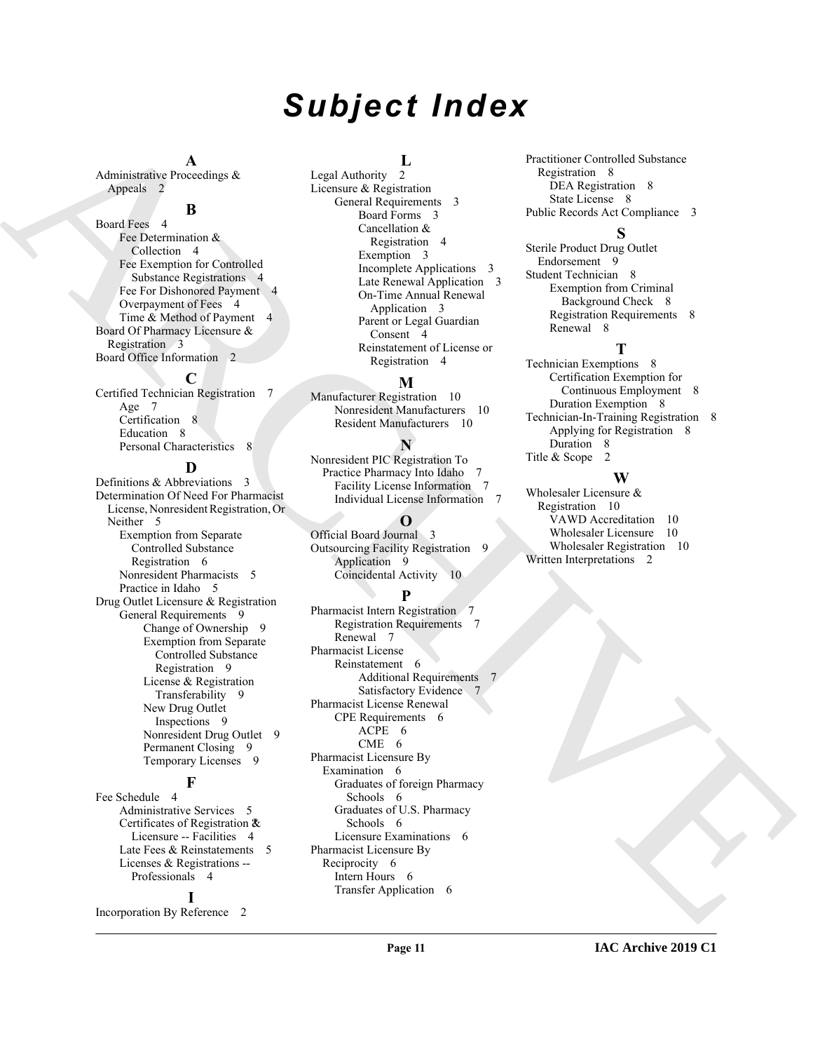# Subject Index

**A**

Administrative Proceedings & Appeals 2

**B**

Board Fees 4
- Fee Determination & Collection 4
- Fee Exemption for Controlled Substance Registrations 4
- Fee For Dishonored Payment 4
- Overpayment of Fees 4
- Time & Method of Payment 4

Board Of Pharmacy Licensure & Registration 3

Board Office Information 2

**C**

Certified Technician Registration 7
- Age 7
- Certification 8
- Education 8
- Personal Characteristics 8

**D**

Definitions & Abbreviations 3

Determination Of Need For Pharmacist License, Nonresident Registration, Or Neither 5
- Exemption from Separate Controlled Substance Registration 6
- Nonresident Pharmacists 5
- Practice in Idaho 5

Drug Outlet Licensure & Registration
- General Requirements 9
  - Change of Ownership 9
  - Exemption from Separate Controlled Substance Registration 9
  - License & Registration Transferability 9
  - New Drug Outlet Inspections 9
  - Nonresident Drug Outlet 9
  - Permanent Closing 9
  - Temporary Licenses 9

**F**

Fee Schedule 4
- Administrative Services 5
- Certificates of Registration & Licensure -- Facilities 4
- Late Fees & Reinstatements 5
- Licenses & Registrations -- Professionals 4

**I**

Incorporation By Reference 2

**L**

Legal Authority 2

Licensure & Registration
- General Requirements 3
  - Board Forms 3
  - Cancellation & Registration 4
  - Exemption 3
  - Incomplete Applications 3
  - Late Renewal Application 3
  - On-Time Annual Renewal Application 3
  - Parent or Legal Guardian Consent 4
  - Reinstatement of License or Registration 4

**M**

Manufacturer Registration 10
- Nonresident Manufacturers 10
- Resident Manufacturers 10

**N**

Nonresident PIC Registration To Practice Pharmacy Into Idaho 7
- Facility License Information 7
- Individual License Information 7

**O**

Official Board Journal 3

Outsourcing Facility Registration 9
- Application 9
- Coincidental Activity 10

**P**

Pharmacist Intern Registration 7
- Registration Requirements 7
- Renewal 7

Pharmacist License
- Reinstatement 6
  - Additional Requirements 7
  - Satisfactory Evidence 7

Pharmacist License Renewal
- CPE Requirements 6
  - ACPE 6
  - CME 6

Pharmacist Licensure By Examination 6
- Graduates of foreign Pharmacy Schools 6
- Graduates of U.S. Pharmacy Schools 6
- Licensure Examinations 6

Pharmacist Licensure By Reciprocity 6
- Intern Hours 6
- Transfer Application 6

Practitioner Controlled Substance Registration 8
- DEA Registration 8
- State License 8

Public Records Act Compliance 3

**S**

Sterile Product Drug Outlet Endorsement 9

Student Technician 8
- Exemption from Criminal Background Check 8
- Registration Requirements 8
- Renewal 8

**T**

Technician Exemptions 8
- Certification Exemption for Continuous Employment 8
- Duration Exemption 8

Technician-In-Training Registration 8
- Applying for Registration 8
- Duration 8

Title & Scope 2

**W**

Wholesaler Licensure & Registration 10
- VAWD Accreditation 10
- Wholesaler Licensure 10
- Wholesaler Registration 10

Written Interpretations 2